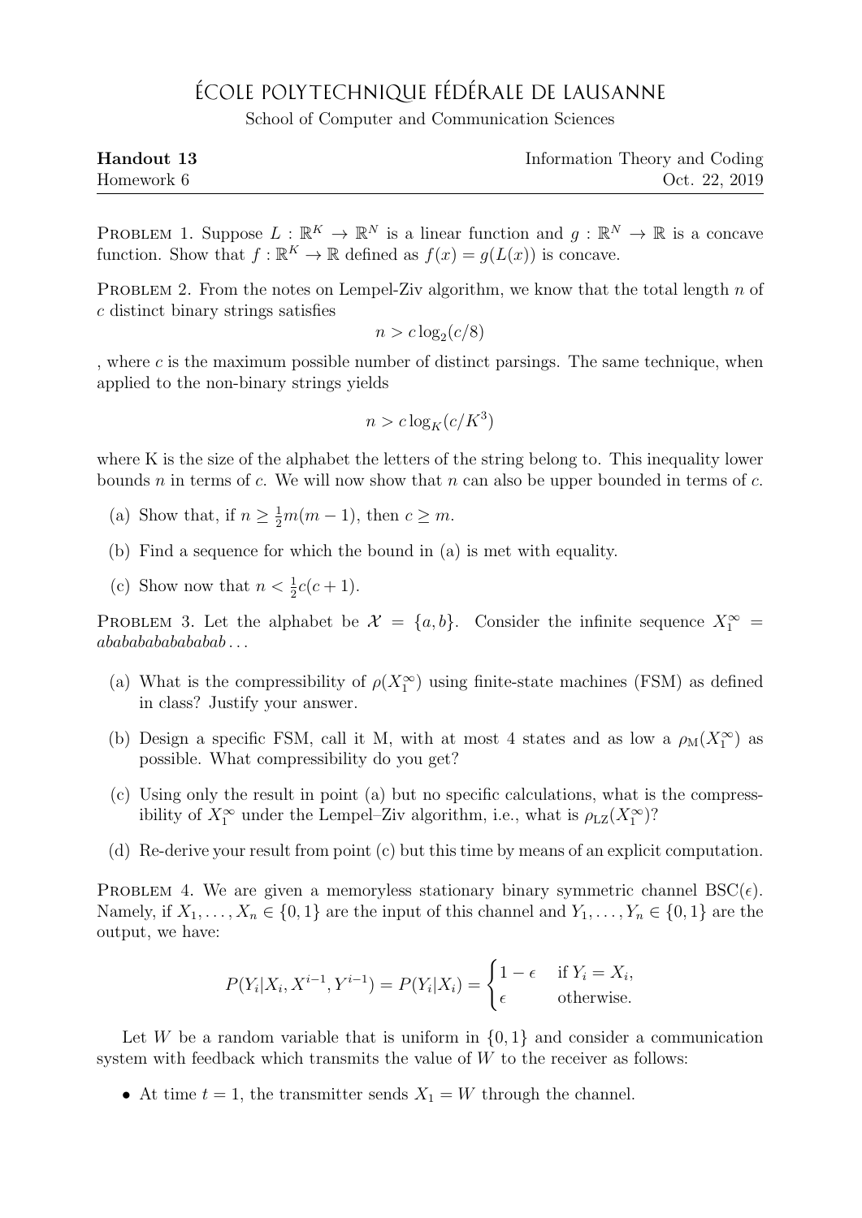# ÉCOLE POLYTECHNIQUE FÉDÉRALE DE LAUSANNE

School of Computer and Communication Sciences

**Handout 13** | Information Theory and Coding
Homework 6 | Oct. 22, 2019

---

PROBLEM 1. Suppose $L : \mathbb{R}^K \to \mathbb{R}^N$ is a linear function and $g : \mathbb{R}^N \to \mathbb{R}$ is a concave function. Show that $f : \mathbb{R}^K \to \mathbb{R}$ defined as $f(x) = g(L(x))$ is concave.

PROBLEM 2. From the notes on Lempel-Ziv algorithm, we know that the total length $n$ of $c$ distinct binary strings satisfies

$$n > c \log_2(c/8)$$

, where $c$ is the maximum possible number of distinct parsings. The same technique, when applied to the non-binary strings yields

$$n > c \log_K(c/K^3)$$

where K is the size of the alphabet the letters of the string belong to. This inequality lower bounds $n$ in terms of $c$. We will now show that $n$ can also be upper bounded in terms of $c$.

(a) Show that, if $n \geq \frac{1}{2}m(m-1)$, then $c \geq m$.

(b) Find a sequence for which the bound in (a) is met with equality.

(c) Show now that $n < \frac{1}{2}c(c+1)$.

PROBLEM 3. Let the alphabet be $\mathcal{X} = \{a, b\}$. Consider the infinite sequence $X_1^\infty = abababababababab\ldots$

(a) What is the compressibility of $\rho(X_1^\infty)$ using finite-state machines (FSM) as defined in class? Justify your answer.

(b) Design a specific FSM, call it M, with at most 4 states and as low a $\rho_{\text{M}}(X_1^\infty)$ as possible. What compressibility do you get?

(c) Using only the result in point (a) but no specific calculations, what is the compressibility of $X_1^\infty$ under the Lempel–Ziv algorithm, i.e., what is $\rho_{\text{LZ}}(X_1^\infty)$?

(d) Re-derive your result from point (c) but this time by means of an explicit computation.

PROBLEM 4. We are given a memoryless stationary binary symmetric channel BSC($\epsilon$). Namely, if $X_1, \ldots, X_n \in \{0, 1\}$ are the input of this channel and $Y_1, \ldots, Y_n \in \{0, 1\}$ are the output, we have:

$$P(Y_i|X_i, X^{i-1}, Y^{i-1}) = P(Y_i|X_i) = \begin{cases} 1 - \epsilon & \text{if } Y_i = X_i, \\ \epsilon & \text{otherwise.} \end{cases}$$

Let $W$ be a random variable that is uniform in $\{0, 1\}$ and consider a communication system with feedback which transmits the value of $W$ to the receiver as follows:

- At time $t = 1$, the transmitter sends $X_1 = W$ through the channel.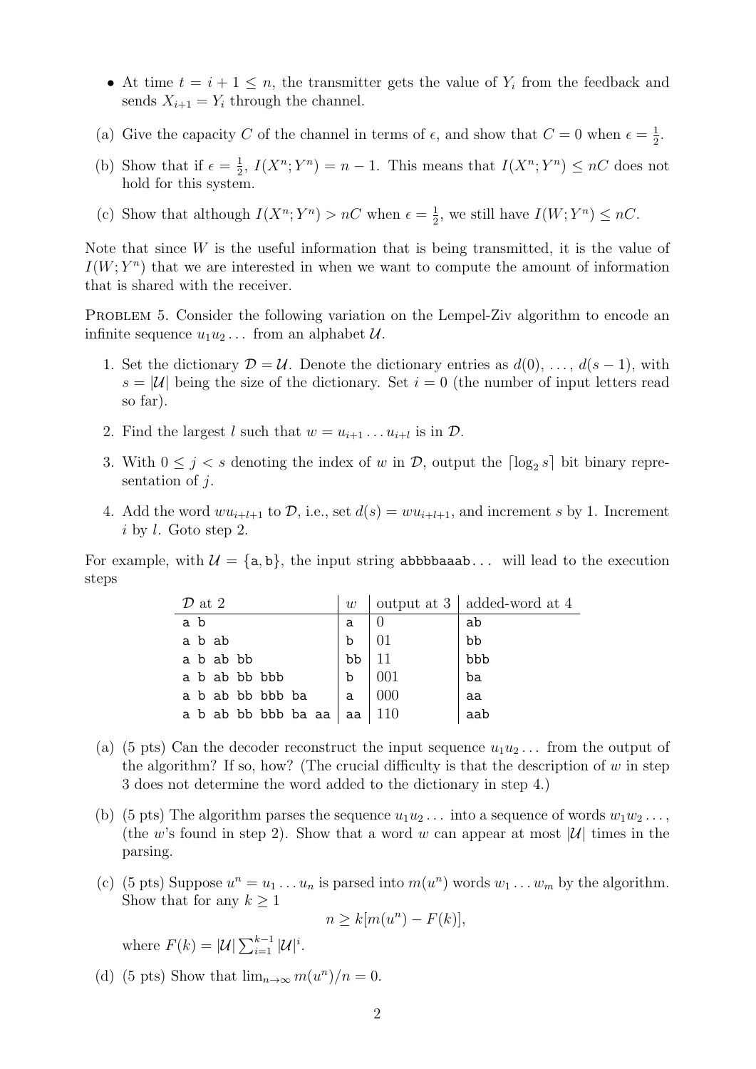- At time $t = i + 1 \leq n$, the transmitter gets the value of $Y_i$ from the feedback and sends $X_{i+1} = Y_i$ through the channel.

(a) Give the capacity $C$ of the channel in terms of $\epsilon$, and show that $C = 0$ when $\epsilon = \frac{1}{2}$.

(b) Show that if $\epsilon = \frac{1}{2}$, $I(X^n; Y^n) = n - 1$. This means that $I(X^n; Y^n) \leq nC$ does not hold for this system.

(c) Show that although $I(X^n; Y^n) > nC$ when $\epsilon = \frac{1}{2}$, we still have $I(W; Y^n) \leq nC$.

Note that since $W$ is the useful information that is being transmitted, it is the value of $I(W; Y^n)$ that we are interested in when we want to compute the amount of information that is shared with the receiver.

PROBLEM 5. Consider the following variation on the Lempel-Ziv algorithm to encode an infinite sequence $u_1 u_2 \ldots$ from an alphabet $\mathcal{U}$.

1. Set the dictionary $\mathcal{D} = \mathcal{U}$. Denote the dictionary entries as $d(0), \ldots, d(s-1)$, with $s = |\mathcal{U}|$ being the size of the dictionary. Set $i = 0$ (the number of input letters read so far).
2. Find the largest $l$ such that $w = u_{i+1} \ldots u_{i+l}$ is in $\mathcal{D}$.
3. With $0 \leq j < s$ denoting the index of $w$ in $\mathcal{D}$, output the $\lceil \log_2 s \rceil$ bit binary representation of $j$.
4. Add the word $w u_{i+l+1}$ to $\mathcal{D}$, i.e., set $d(s) = w u_{i+l+1}$, and increment $s$ by 1. Increment $i$ by $l$. Goto step 2.

For example, with $\mathcal{U} = \{\texttt{a}, \texttt{b}\}$, the input string `abbbbaaab...` will lead to the execution steps

| $\mathcal{D}$ at 2 | $w$ | output at 3 | added-word at 4 |
|---|---|---|---|
| a b | a | 0 | ab |
| a b ab | b | 01 | bb |
| a b ab bb | bb | 11 | bbb |
| a b ab bb bbb | b | 001 | ba |
| a b ab bb bbb ba | a | 000 | aa |
| a b ab bb bbb ba aa | aa | 110 | aab |

(a) (5 pts) Can the decoder reconstruct the input sequence $u_1 u_2 \ldots$ from the output of the algorithm? If so, how? (The crucial difficulty is that the description of $w$ in step 3 does not determine the word added to the dictionary in step 4.)

(b) (5 pts) The algorithm parses the sequence $u_1 u_2 \ldots$ into a sequence of words $w_1 w_2 \ldots$, (the $w$'s found in step 2). Show that a word $w$ can appear at most $|\mathcal{U}|$ times in the parsing.

(c) (5 pts) Suppose $u^n = u_1 \ldots u_n$ is parsed into $m(u^n)$ words $w_1 \ldots w_m$ by the algorithm. Show that for any $k \geq 1$

$$n \geq k[m(u^n) - F(k)],$$

where $F(k) = |\mathcal{U}| \sum_{i=1}^{k-1} |\mathcal{U}|^i$.

(d) (5 pts) Show that $\lim_{n \to \infty} m(u^n)/n = 0$.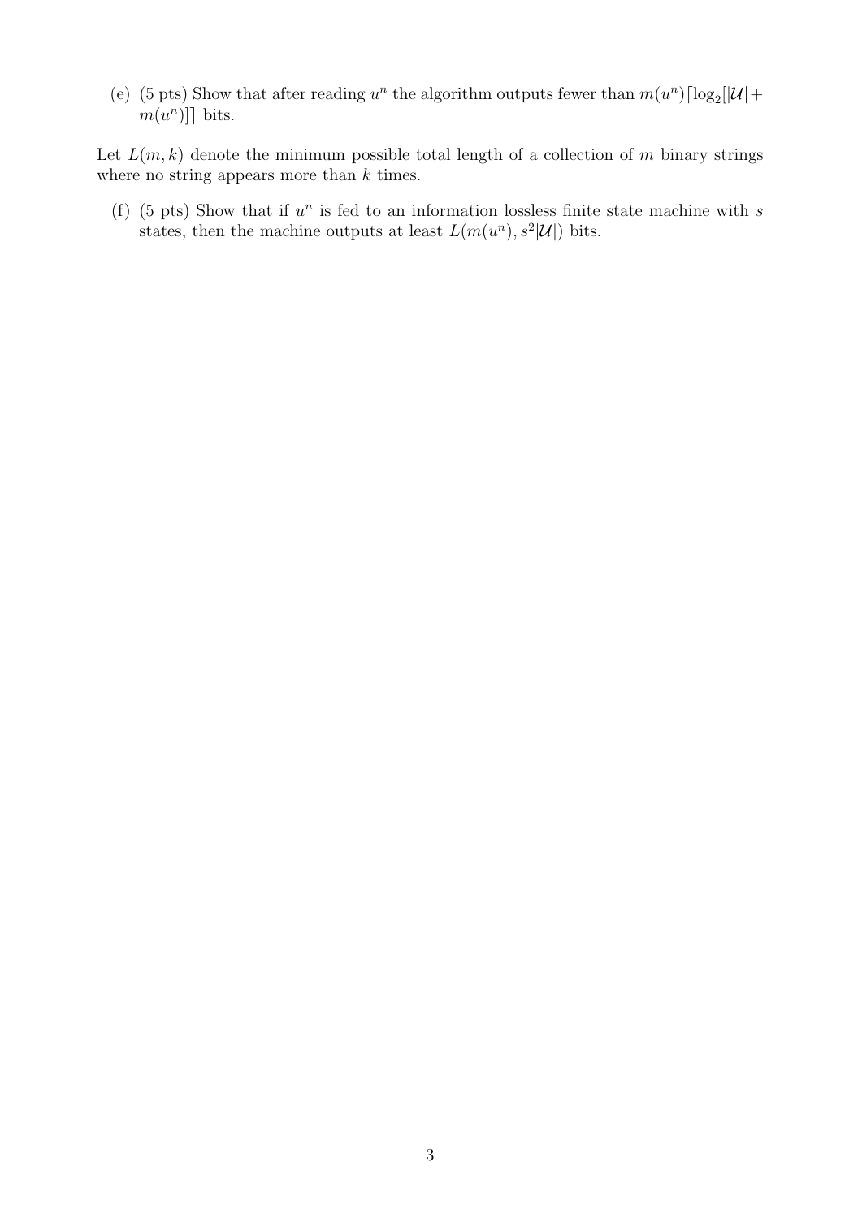(e) (5 pts) Show that after reading $u^n$ the algorithm outputs fewer than $m(u^n)\lceil \log_2[|\mathcal{U}| + m(u^n)]\rceil$ bits.

Let $L(m, k)$ denote the minimum possible total length of a collection of $m$ binary strings where no string appears more than $k$ times.

(f) (5 pts) Show that if $u^n$ is fed to an information lossless finite state machine with $s$ states, then the machine outputs at least $L(m(u^n), s^2|\mathcal{U}|)$ bits.